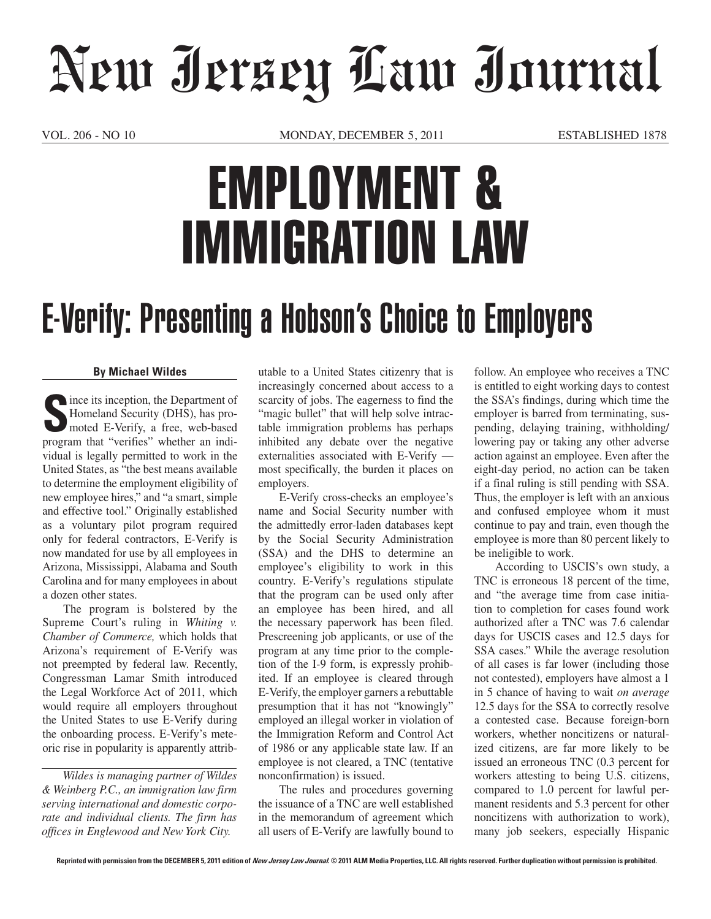# New Jersey Law Journal

VOL. 206 - NO 10 MONDAY, DECEMBER 5, 2011 ESTABLISHED 1878

# EMPLOYMENT & IMMIGRATION LAW

## E-Verify: Presenting a Hobson's Choice to Employers

**By Michael Wildes**

Since its inception, the Department of Homeland Security (DHS), has promoted E-Verify, a free, web-based program that "verifies" whether an individual is legally permitted to work in the United States, as "the best means available to determine the employment eligibility of new employee hires," and "a smart, simple and effective tool." Originally established as a voluntary pilot program required only for federal contractors, E-Verify is now mandated for use by all employees in Arizona, Mississippi, Alabama and South Carolina and for many employees in about a dozen other states.

The program is bolstered by the Supreme Court's ruling in *Whiting v. Chamber of Commerce,* which holds that Arizona's requirement of E-Verify was not preempted by federal law. Recently, Congressman Lamar Smith introduced the Legal Workforce Act of 2011, which would require all employers throughout the United States to use E-Verify during the onboarding process. E-Verify's meteoric rise in popularity is apparently attributable to a United States citizenry that is increasingly concerned about access to a scarcity of jobs. The eagerness to find the "magic bullet" that will help solve intractable immigration problems has perhaps inhibited any debate over the negative externalities associated with E-Verify — most specifically, the burden it places on employers.

*Wildes is managing partner of Wildes & Weinberg P.C., an immigration law firm serving international and domestic corporate and individual clients. The firm has offices in Englewood and New York City.*

E-Verify cross-checks an employee's name and Social Security number with the admittedly error-laden databases kept by the Social Security Administration (SSA) and the DHS to determine an employee's eligibility to work in this country. E-Verify's regulations stipulate that the program can be used only after an employee has been hired, and all the necessary paperwork has been filed. Prescreening job applicants, or use of the program at any time prior to the completion of the I-9 form, is expressly prohibited. If an employee is cleared through E-Verify, the employer garners a rebuttable presumption that it has not "knowingly" employed an illegal worker in violation of the Immigration Reform and Control Act of 1986 or any applicable state law. If an employee is not cleared, a TNC (tentative nonconfirmation) is issued.

The rules and procedures governing the issuance of a TNC are well established in the memorandum of agreement which all users of E-Verify are lawfully bound to follow. An employee who receives a TNC is entitled to eight working days to contest the SSA's findings, during which time the employer is barred from terminating, suspending, delaying training, withholding/lowering pay or taking any other adverse action against an employee. Even after the eight-day period, no action can be taken if a final ruling is still pending with SSA. Thus, the employer is left with an anxious and confused employee whom it must continue to pay and train, even though the employee is more than 80 percent likely to be ineligible to work.

According to USCIS's own study, a TNC is erroneous 18 percent of the time, and "the average time from case initiation to completion for cases found work authorized after a TNC was 7.6 calendar days for USCIS cases and 12.5 days for SSA cases." While the average resolution of all cases is far lower (including those not contested), employers have almost a 1 in 5 chance of having to wait *on average* 12.5 days for the SSA to correctly resolve a contested case. Because foreign-born workers, whether noncitizens or naturalized citizens, are far more likely to be issued an erroneous TNC (0.3 percent for workers attesting to being U.S. citizens, compared to 1.0 percent for lawful permanent residents and 5.3 percent for other noncitizens with authorization to work), many job seekers, especially Hispanic

Reprinted with permission from the DECEMBER 5, 2011 edition of *New Jersey Law Journal*. © 2011 ALM Media Properties, LLC. All rights reserved. Further duplication without permission is prohibited.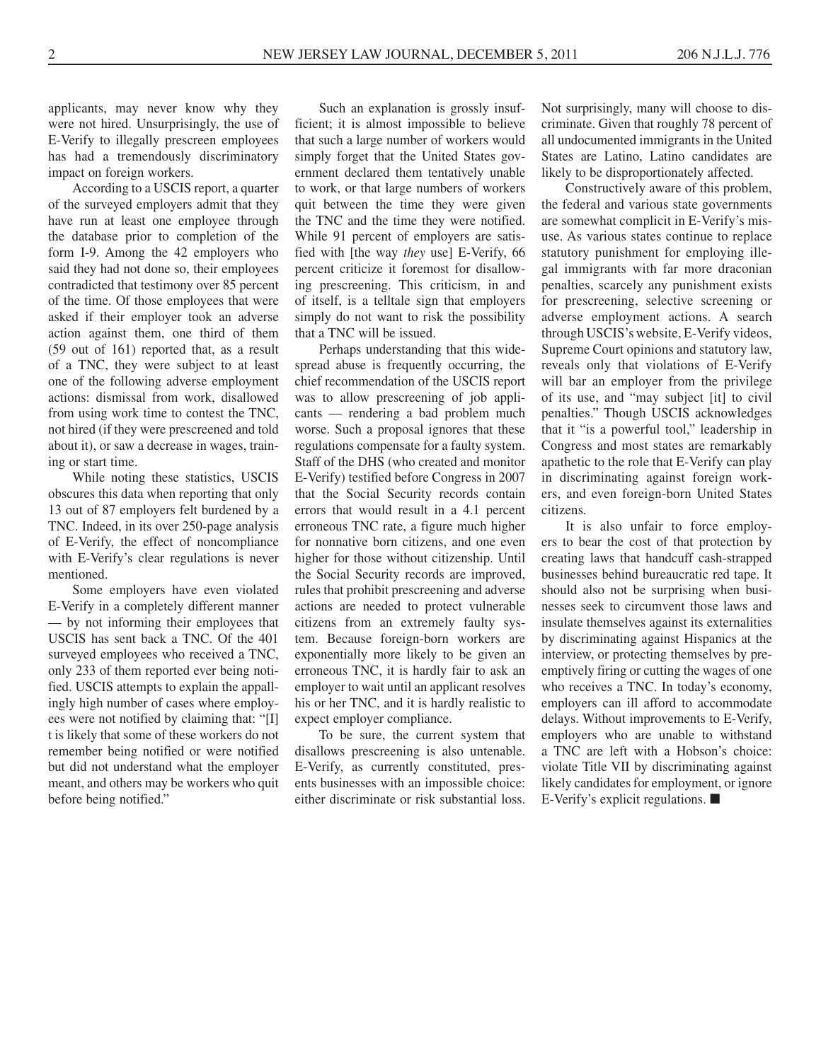applicants, may never know why they were not hired. Unsurprisingly, the use of E-Verify to illegally prescreen employees has had a tremendously discriminatory impact on foreign workers.

According to a USCIS report, a quarter of the surveyed employers admit that they have run at least one employee through the database prior to completion of the form I-9. Among the 42 employers who said they had not done so, their employees contradicted that testimony over 85 percent of the time. Of those employees that were asked if their employer took an adverse action against them, one third of them (59 out of 161) reported that, as a result of a TNC, they were subject to at least one of the following adverse employment actions: dismissal from work, disallowed from using work time to contest the TNC, not hired (if they were prescreened and told about it), or saw a decrease in wages, training or start time.

While noting these statistics, USCIS obscures this data when reporting that only 13 out of 87 employers felt burdened by a TNC. Indeed, in its over 250-page analysis of E-Verify, the effect of noncompliance with E-Verify's clear regulations is never mentioned.

Some employers have even violated E-Verify in a completely different manner — by not informing their employees that USCIS has sent back a TNC. Of the 401 surveyed employees who received a TNC, only 233 of them reported ever being notified. USCIS attempts to explain the appallingly high number of cases where employees were not notified by claiming that: "[I]t is likely that some of these workers do not remember being notified or were notified but did not understand what the employer meant, and others may be workers who quit before being notified."

Such an explanation is grossly insufficient; it is almost impossible to believe that such a large number of workers would simply forget that the United States government declared them tentatively unable to work, or that large numbers of workers quit between the time they were given the TNC and the time they were notified. While 91 percent of employers are satisfied with [the way *they* use] E-Verify, 66 percent criticize it foremost for disallowing prescreening. This criticism, in and of itself, is a telltale sign that employers simply do not want to risk the possibility that a TNC will be issued.

Perhaps understanding that this widespread abuse is frequently occurring, the chief recommendation of the USCIS report was to allow prescreening of job applicants — rendering a bad problem much worse. Such a proposal ignores that these regulations compensate for a faulty system. Staff of the DHS (who created and monitor E-Verify) testified before Congress in 2007 that the Social Security records contain errors that would result in a 4.1 percent erroneous TNC rate, a figure much higher for nonnative born citizens, and one even higher for those without citizenship. Until the Social Security records are improved, rules that prohibit prescreening and adverse actions are needed to protect vulnerable citizens from an extremely faulty system. Because foreign-born workers are exponentially more likely to be given an erroneous TNC, it is hardly fair to ask an employer to wait until an applicant resolves his or her TNC, and it is hardly realistic to expect employer compliance.

To be sure, the current system that disallows prescreening is also untenable. E-Verify, as currently constituted, presents businesses with an impossible choice: either discriminate or risk substantial loss. Not surprisingly, many will choose to discriminate. Given that roughly 78 percent of all undocumented immigrants in the United States are Latino, Latino candidates are likely to be disproportionately affected.

Constructively aware of this problem, the federal and various state governments are somewhat complicit in E-Verify's misuse. As various states continue to replace statutory punishment for employing illegal immigrants with far more draconian penalties, scarcely any punishment exists for prescreening, selective screening or adverse employment actions. A search through USCIS's website, E-Verify videos, Supreme Court opinions and statutory law, reveals only that violations of E-Verify will bar an employer from the privilege of its use, and "may subject [it] to civil penalties." Though USCIS acknowledges that it "is a powerful tool," leadership in Congress and most states are remarkably apathetic to the role that E-Verify can play in discriminating against foreign workers, and even foreign-born United States citizens.

It is also unfair to force employers to bear the cost of that protection by creating laws that handcuff cash-strapped businesses behind bureaucratic red tape. It should also not be surprising when businesses seek to circumvent those laws and insulate themselves against its externalities by discriminating against Hispanics at the interview, or protecting themselves by preemptively firing or cutting the wages of one who receives a TNC. In today's economy, employers can ill afford to accommodate delays. Without improvements to E-Verify, employers who are unable to withstand a TNC are left with a Hobson's choice: violate Title VII by discriminating against likely candidates for employment, or ignore E-Verify's explicit regulations. ■